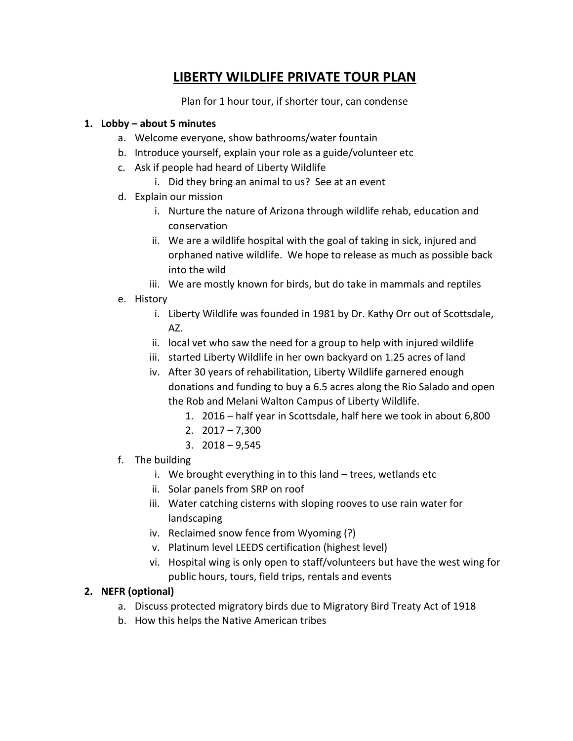# LIBERTY WILDLIFE PRIVATE TOUR PLAN

Plan for 1 hour tour, if shorter tour, can condense

1. **Lobby – about 5 minutes**
   a. Welcome everyone, show bathrooms/water fountain
   b. Introduce yourself, explain your role as a guide/volunteer etc
   c. Ask if people had heard of Liberty Wildlife
      i. Did they bring an animal to us? See at an event
   d. Explain our mission
      i. Nurture the nature of Arizona through wildlife rehab, education and conservation
      ii. We are a wildlife hospital with the goal of taking in sick, injured and orphaned native wildlife. We hope to release as much as possible back into the wild
      iii. We are mostly known for birds, but do take in mammals and reptiles
   e. History
      i. Liberty Wildlife was founded in 1981 by Dr. Kathy Orr out of Scottsdale, AZ.
      ii. local vet who saw the need for a group to help with injured wildlife
      iii. started Liberty Wildlife in her own backyard on 1.25 acres of land
      iv. After 30 years of rehabilitation, Liberty Wildlife garnered enough donations and funding to buy a 6.5 acres along the Rio Salado and open the Rob and Melani Walton Campus of Liberty Wildlife.
         1. 2016 – half year in Scottsdale, half here we took in about 6,800
         2. 2017 – 7,300
         3. 2018 – 9,545
   f. The building
      i. We brought everything in to this land – trees, wetlands etc
      ii. Solar panels from SRP on roof
      iii. Water catching cisterns with sloping rooves to use rain water for landscaping
      iv. Reclaimed snow fence from Wyoming (?)
      v. Platinum level LEEDS certification (highest level)
      vi. Hospital wing is only open to staff/volunteers but have the west wing for public hours, tours, field trips, rentals and events
2. **NEFR (optional)**
   a. Discuss protected migratory birds due to Migratory Bird Treaty Act of 1918
   b. How this helps the Native American tribes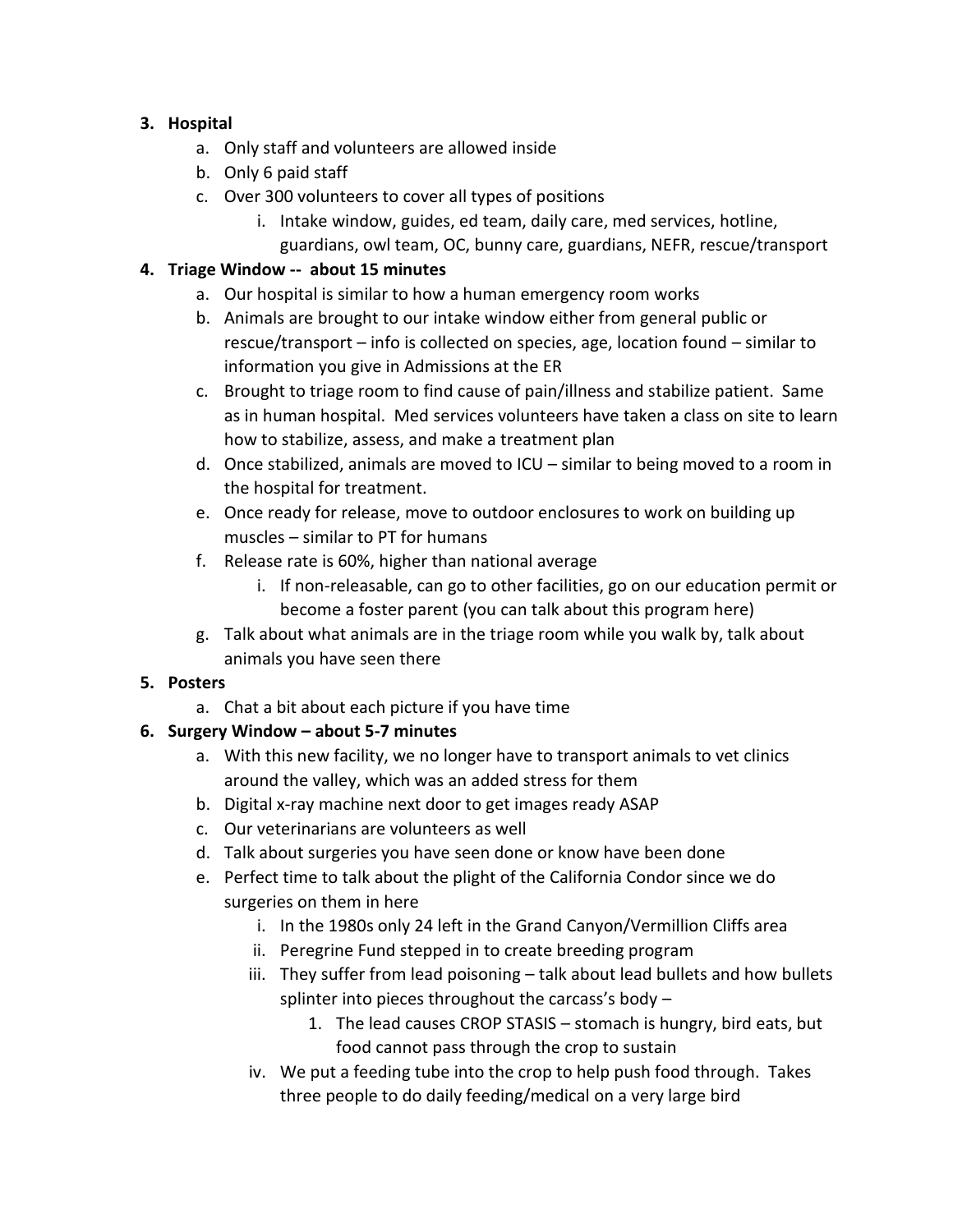3. **Hospital**
    a. Only staff and volunteers are allowed inside
    b. Only 6 paid staff
    c. Over 300 volunteers to cover all types of positions
        i. Intake window, guides, ed team, daily care, med services, hotline, guardians, owl team, OC, bunny care, guardians, NEFR, rescue/transport
4. **Triage Window -- about 15 minutes**
    a. Our hospital is similar to how a human emergency room works
    b. Animals are brought to our intake window either from general public or rescue/transport – info is collected on species, age, location found – similar to information you give in Admissions at the ER
    c. Brought to triage room to find cause of pain/illness and stabilize patient. Same as in human hospital. Med services volunteers have taken a class on site to learn how to stabilize, assess, and make a treatment plan
    d. Once stabilized, animals are moved to ICU – similar to being moved to a room in the hospital for treatment.
    e. Once ready for release, move to outdoor enclosures to work on building up muscles – similar to PT for humans
    f. Release rate is 60%, higher than national average
        i. If non-releasable, can go to other facilities, go on our education permit or become a foster parent (you can talk about this program here)
    g. Talk about what animals are in the triage room while you walk by, talk about animals you have seen there
5. **Posters**
    a. Chat a bit about each picture if you have time
6. **Surgery Window – about 5-7 minutes**
    a. With this new facility, we no longer have to transport animals to vet clinics around the valley, which was an added stress for them
    b. Digital x-ray machine next door to get images ready ASAP
    c. Our veterinarians are volunteers as well
    d. Talk about surgeries you have seen done or know have been done
    e. Perfect time to talk about the plight of the California Condor since we do surgeries on them in here
        i. In the 1980s only 24 left in the Grand Canyon/Vermillion Cliffs area
        ii. Peregrine Fund stepped in to create breeding program
        iii. They suffer from lead poisoning – talk about lead bullets and how bullets splinter into pieces throughout the carcass's body –
            1. The lead causes CROP STASIS – stomach is hungry, bird eats, but food cannot pass through the crop to sustain
        iv. We put a feeding tube into the crop to help push food through. Takes three people to do daily feeding/medical on a very large bird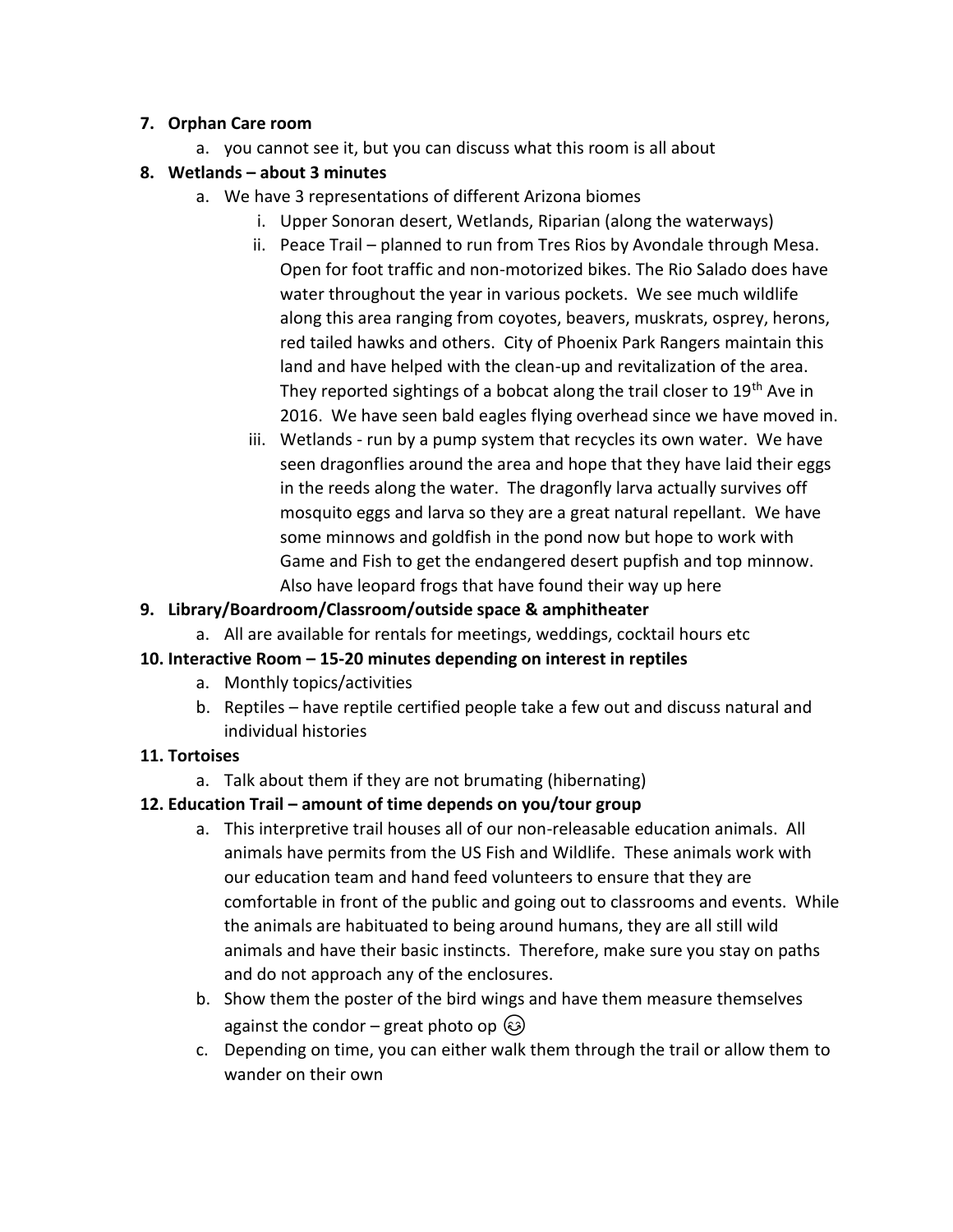7. **Orphan Care room**
    a. you cannot see it, but you can discuss what this room is all about
8. **Wetlands – about 3 minutes**
    a. We have 3 representations of different Arizona biomes
        i. Upper Sonoran desert, Wetlands, Riparian (along the waterways)
        ii. Peace Trail – planned to run from Tres Rios by Avondale through Mesa. Open for foot traffic and non-motorized bikes. The Rio Salado does have water throughout the year in various pockets. We see much wildlife along this area ranging from coyotes, beavers, muskrats, osprey, herons, red tailed hawks and others. City of Phoenix Park Rangers maintain this land and have helped with the clean-up and revitalization of the area. They reported sightings of a bobcat along the trail closer to 19th Ave in 2016. We have seen bald eagles flying overhead since we have moved in.
        iii. Wetlands - run by a pump system that recycles its own water. We have seen dragonflies around the area and hope that they have laid their eggs in the reeds along the water. The dragonfly larva actually survives off mosquito eggs and larva so they are a great natural repellant. We have some minnows and goldfish in the pond now but hope to work with Game and Fish to get the endangered desert pupfish and top minnow. Also have leopard frogs that have found their way up here
9. **Library/Boardroom/Classroom/outside space & amphitheater**
    a. All are available for rentals for meetings, weddings, cocktail hours etc
10. **Interactive Room – 15-20 minutes depending on interest in reptiles**
    a. Monthly topics/activities
    b. Reptiles – have reptile certified people take a few out and discuss natural and individual histories
11. **Tortoises**
    a. Talk about them if they are not brumating (hibernating)
12. **Education Trail – amount of time depends on you/tour group**
    a. This interpretive trail houses all of our non-releasable education animals. All animals have permits from the US Fish and Wildlife. These animals work with our education team and hand feed volunteers to ensure that they are comfortable in front of the public and going out to classrooms and events. While the animals are habituated to being around humans, they are all still wild animals and have their basic instincts. Therefore, make sure you stay on paths and do not approach any of the enclosures.
    b. Show them the poster of the bird wings and have them measure themselves against the condor – great photo op 😊
    c. Depending on time, you can either walk them through the trail or allow them to wander on their own